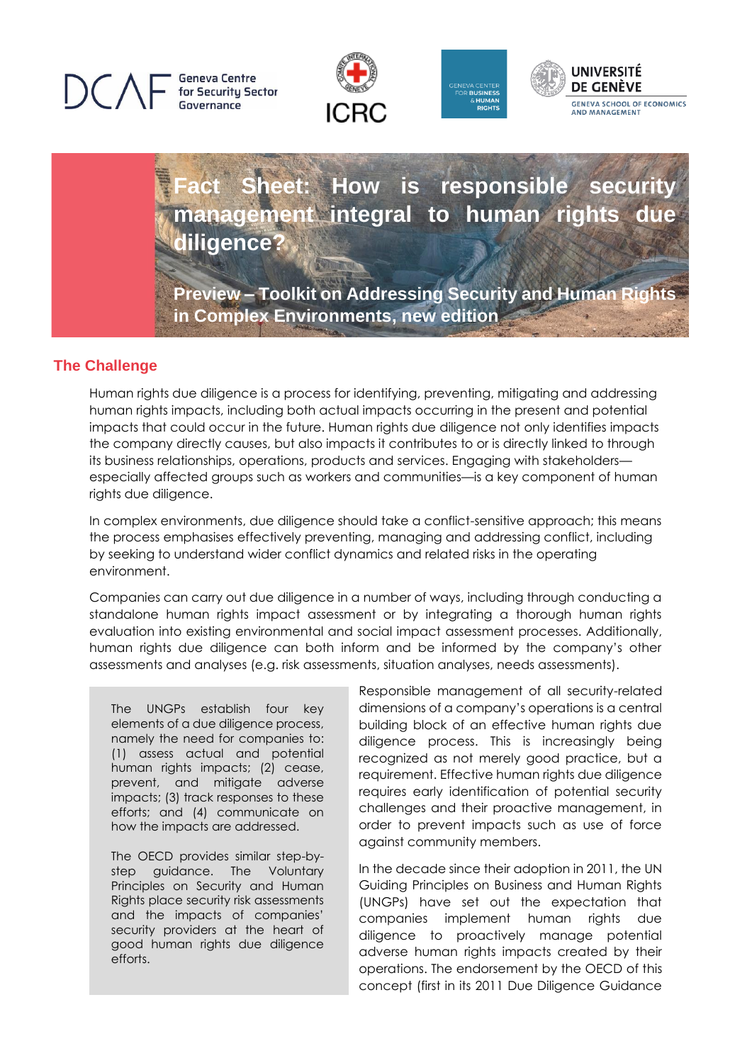Geneva Centre for Security Sector Governance

ICRC

Geneva Center for Business & Human Rights

Université de Genève — Geneva School of Economics and Management

# Fact Sheet: How is responsible security management integral to human rights due diligence?

**Preview – Toolkit on Addressing Security and Human Rights in Complex Environments, new edition**

## The Challenge

Human rights due diligence is a process for identifying, preventing, mitigating and addressing human rights impacts, including both actual impacts occurring in the present and potential impacts that could occur in the future. Human rights due diligence not only identifies impacts the company directly causes, but also impacts it contributes to or is directly linked to through its business relationships, operations, products and services. Engaging with stakeholders—especially affected groups such as workers and communities—is a key component of human rights due diligence.

In complex environments, due diligence should take a conflict-sensitive approach; this means the process emphasises effectively preventing, managing and addressing conflict, including by seeking to understand wider conflict dynamics and related risks in the operating environment.

Companies can carry out due diligence in a number of ways, including through conducting a standalone human rights impact assessment or by integrating a thorough human rights evaluation into existing environmental and social impact assessment processes. Additionally, human rights due diligence can both inform and be informed by the company's other assessments and analyses (e.g. risk assessments, situation analyses, needs assessments).

> The UNGPs establish four key elements of a due diligence process, namely the need for companies to: (1) assess actual and potential human rights impacts; (2) cease, prevent, and mitigate adverse impacts; (3) track responses to these efforts; and (4) communicate on how the impacts are addressed.
>
> The OECD provides similar step-by-step guidance. The Voluntary Principles on Security and Human Rights place security risk assessments and the impacts of companies' security providers at the heart of good human rights due diligence efforts.

Responsible management of all security-related dimensions of a company's operations is a central building block of an effective human rights due diligence process. This is increasingly being recognized as not merely good practice, but a requirement. Effective human rights due diligence requires early identification of potential security challenges and their proactive management, in order to prevent impacts such as use of force against community members.

In the decade since their adoption in 2011, the UN Guiding Principles on Business and Human Rights (UNGPs) have set out the expectation that companies implement human rights due diligence to proactively manage potential adverse human rights impacts created by their operations. The endorsement by the OECD of this concept (first in its 2011 Due Diligence Guidance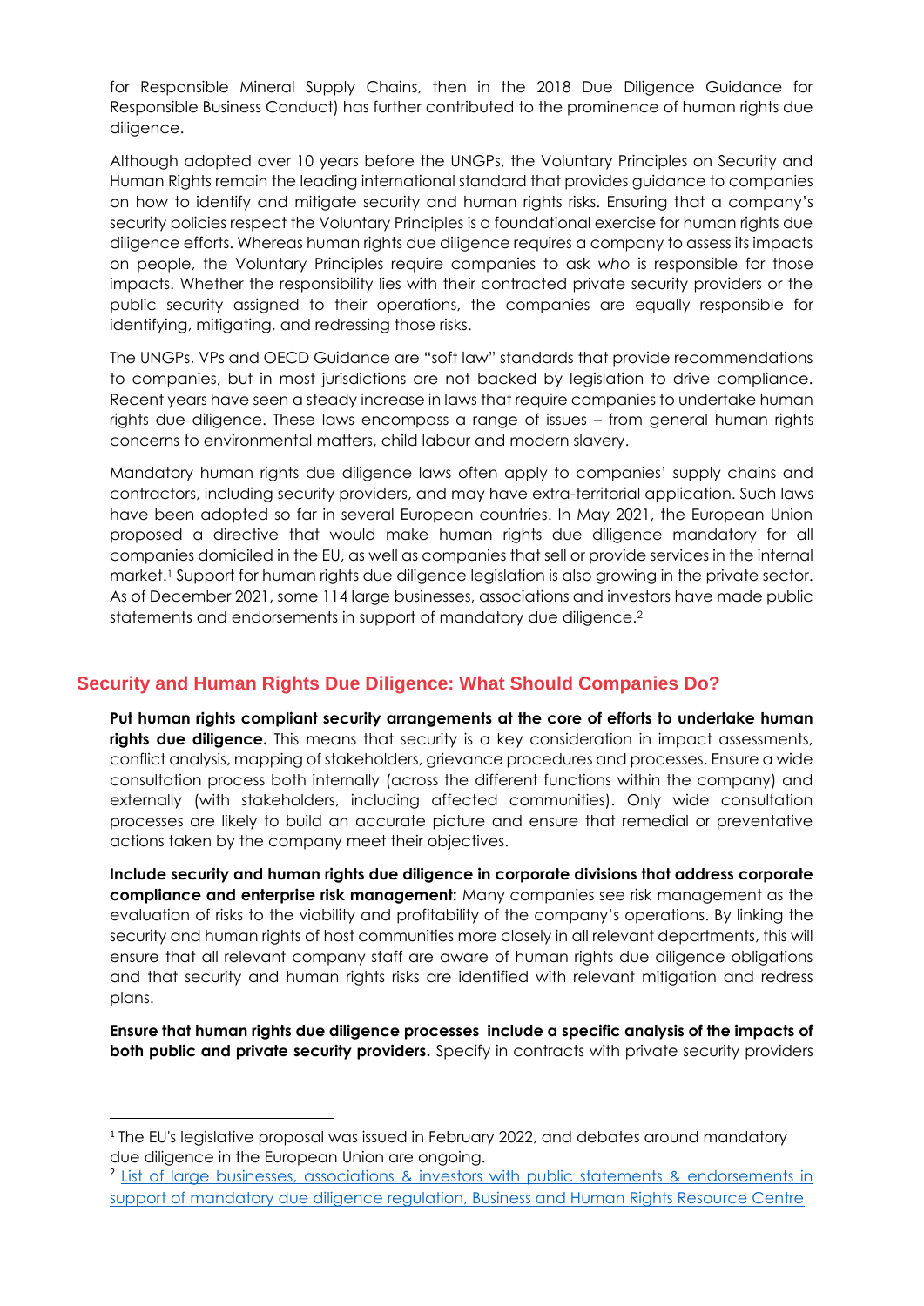for Responsible Mineral Supply Chains, then in the 2018 Due Diligence Guidance for Responsible Business Conduct) has further contributed to the prominence of human rights due diligence.

Although adopted over 10 years before the UNGPs, the Voluntary Principles on Security and Human Rights remain the leading international standard that provides guidance to companies on how to identify and mitigate security and human rights risks. Ensuring that a company's security policies respect the Voluntary Principles is a foundational exercise for human rights due diligence efforts. Whereas human rights due diligence requires a company to assess its impacts on people, the Voluntary Principles require companies to ask *who* is responsible for those impacts. Whether the responsibility lies with their contracted private security providers or the public security assigned to their operations, the companies are equally responsible for identifying, mitigating, and redressing those risks.

The UNGPs, VPs and OECD Guidance are "soft law" standards that provide recommendations to companies, but in most jurisdictions are not backed by legislation to drive compliance. Recent years have seen a steady increase in laws that require companies to undertake human rights due diligence. These laws encompass a range of issues – from general human rights concerns to environmental matters, child labour and modern slavery.

Mandatory human rights due diligence laws often apply to companies' supply chains and contractors, including security providers, and may have extra-territorial application. Such laws have been adopted so far in several European countries. In May 2021, the European Union proposed a directive that would make human rights due diligence mandatory for all companies domiciled in the EU, as well as companies that sell or provide services in the internal market.[1] Support for human rights due diligence legislation is also growing in the private sector. As of December 2021, some 114 large businesses, associations and investors have made public statements and endorsements in support of mandatory due diligence.[2]

## Security and Human Rights Due Diligence: What Should Companies Do?

**Put human rights compliant security arrangements at the core of efforts to undertake human rights due diligence.** This means that security is a key consideration in impact assessments, conflict analysis, mapping of stakeholders, grievance procedures and processes. Ensure a wide consultation process both internally (across the different functions within the company) and externally (with stakeholders, including affected communities). Only wide consultation processes are likely to build an accurate picture and ensure that remedial or preventative actions taken by the company meet their objectives.

**Include security and human rights due diligence in corporate divisions that address corporate compliance and enterprise risk management:** Many companies see risk management as the evaluation of risks to the viability and profitability of the company's operations. By linking the security and human rights of host communities more closely in all relevant departments, this will ensure that all relevant company staff are aware of human rights due diligence obligations and that security and human rights risks are identified with relevant mitigation and redress plans.

**Ensure that human rights due diligence processes include a specific analysis of the impacts of both public and private security providers.** Specify in contracts with private security providers

---

[1] The EU's legislative proposal was issued in February 2022, and debates around mandatory due diligence in the European Union are ongoing.

[2] List of large businesses, associations & investors with public statements & endorsements in support of mandatory due diligence regulation, Business and Human Rights Resource Centre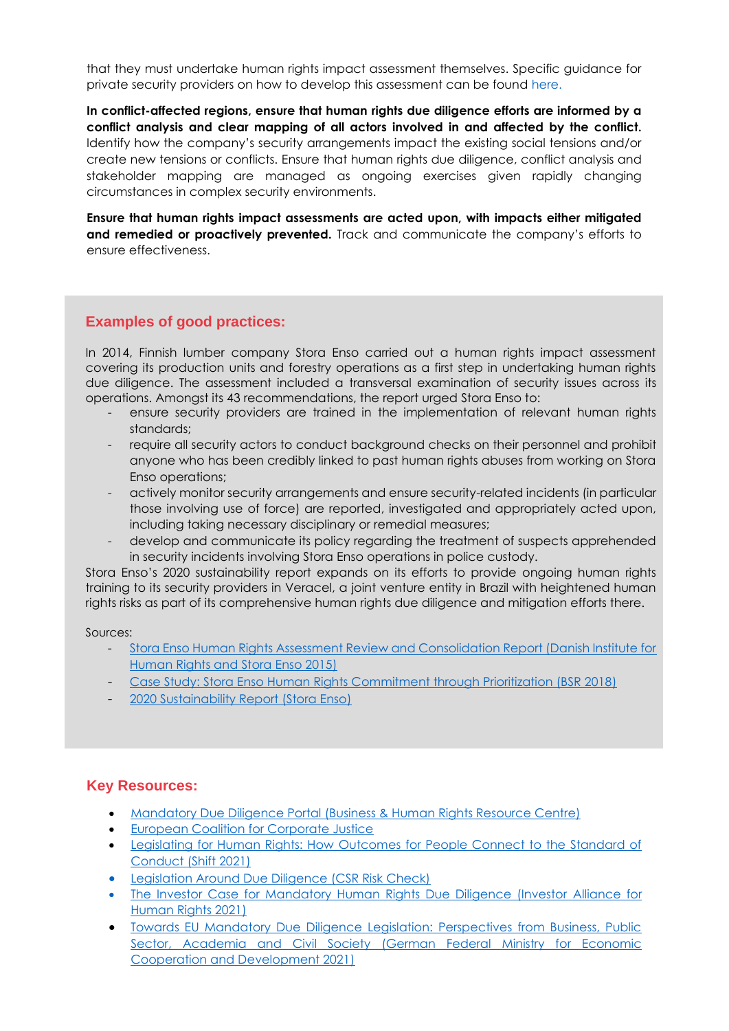that they must undertake human rights impact assessment themselves. Specific guidance for private security providers on how to develop this assessment can be found here.

**In conflict-affected regions, ensure that human rights due diligence efforts are informed by a conflict analysis and clear mapping of all actors involved in and affected by the conflict.** Identify how the company's security arrangements impact the existing social tensions and/or create new tensions or conflicts. Ensure that human rights due diligence, conflict analysis and stakeholder mapping are managed as ongoing exercises given rapidly changing circumstances in complex security environments.

**Ensure that human rights impact assessments are acted upon, with impacts either mitigated and remedied or proactively prevented.** Track and communicate the company's efforts to ensure effectiveness.

## Examples of good practices:

In 2014, Finnish lumber company Stora Enso carried out a human rights impact assessment covering its production units and forestry operations as a first step in undertaking human rights due diligence. The assessment included a transversal examination of security issues across its operations. Amongst its 43 recommendations, the report urged Stora Enso to:

- ensure security providers are trained in the implementation of relevant human rights standards;
- require all security actors to conduct background checks on their personnel and prohibit anyone who has been credibly linked to past human rights abuses from working on Stora Enso operations;
- actively monitor security arrangements and ensure security-related incidents (in particular those involving use of force) are reported, investigated and appropriately acted upon, including taking necessary disciplinary or remedial measures;
- develop and communicate its policy regarding the treatment of suspects apprehended in security incidents involving Stora Enso operations in police custody.

Stora Enso's 2020 sustainability report expands on its efforts to provide ongoing human rights training to its security providers in Veracel, a joint venture entity in Brazil with heightened human rights risks as part of its comprehensive human rights due diligence and mitigation efforts there.

Sources:

- Stora Enso Human Rights Assessment Review and Consolidation Report (Danish Institute for Human Rights and Stora Enso 2015)
- Case Study: Stora Enso Human Rights Commitment through Prioritization (BSR 2018)
- 2020 Sustainability Report (Stora Enso)

## Key Resources:

- Mandatory Due Diligence Portal (Business & Human Rights Resource Centre)
- European Coalition for Corporate Justice
- Legislating for Human Rights: How Outcomes for People Connect to the Standard of Conduct (Shift 2021)
- Legislation Around Due Diligence (CSR Risk Check)
- The Investor Case for Mandatory Human Rights Due Diligence (Investor Alliance for Human Rights 2021)
- Towards EU Mandatory Due Diligence Legislation: Perspectives from Business, Public Sector, Academia and Civil Society (German Federal Ministry for Economic Cooperation and Development 2021)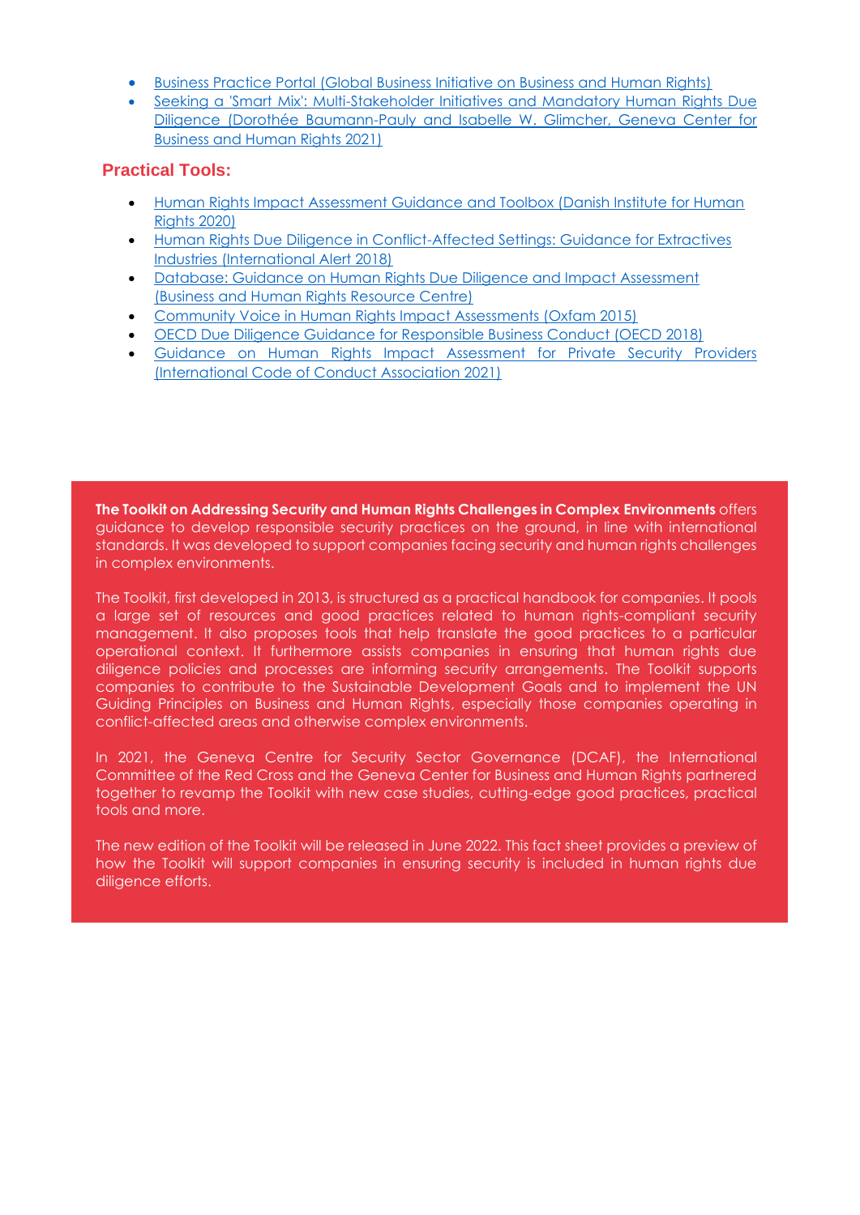- Business Practice Portal (Global Business Initiative on Business and Human Rights)
- Seeking a 'Smart Mix': Multi-Stakeholder Initiatives and Mandatory Human Rights Due Diligence (Dorothée Baumann-Pauly and Isabelle W. Glimcher, Geneva Center for Business and Human Rights 2021)

## Practical Tools:

- Human Rights Impact Assessment Guidance and Toolbox (Danish Institute for Human Rights 2020)
- Human Rights Due Diligence in Conflict-Affected Settings: Guidance for Extractives Industries (International Alert 2018)
- Database: Guidance on Human Rights Due Diligence and Impact Assessment (Business and Human Rights Resource Centre)
- Community Voice in Human Rights Impact Assessments (Oxfam 2015)
- OECD Due Diligence Guidance for Responsible Business Conduct (OECD 2018)
- Guidance on Human Rights Impact Assessment for Private Security Providers (International Code of Conduct Association 2021)

**The Toolkit on Addressing Security and Human Rights Challenges in Complex Environments** offers guidance to develop responsible security practices on the ground, in line with international standards. It was developed to support companies facing security and human rights challenges in complex environments.

The Toolkit, first developed in 2013, is structured as a practical handbook for companies. It pools a large set of resources and good practices related to human rights-compliant security management. It also proposes tools that help translate the good practices to a particular operational context. It furthermore assists companies in ensuring that human rights due diligence policies and processes are informing security arrangements. The Toolkit supports companies to contribute to the Sustainable Development Goals and to implement the UN Guiding Principles on Business and Human Rights, especially those companies operating in conflict-affected areas and otherwise complex environments.

In 2021, the Geneva Centre for Security Sector Governance (DCAF), the International Committee of the Red Cross and the Geneva Center for Business and Human Rights partnered together to revamp the Toolkit with new case studies, cutting-edge good practices, practical tools and more.

The new edition of the Toolkit will be released in June 2022. This fact sheet provides a preview of how the Toolkit will support companies in ensuring security is included in human rights due diligence efforts.